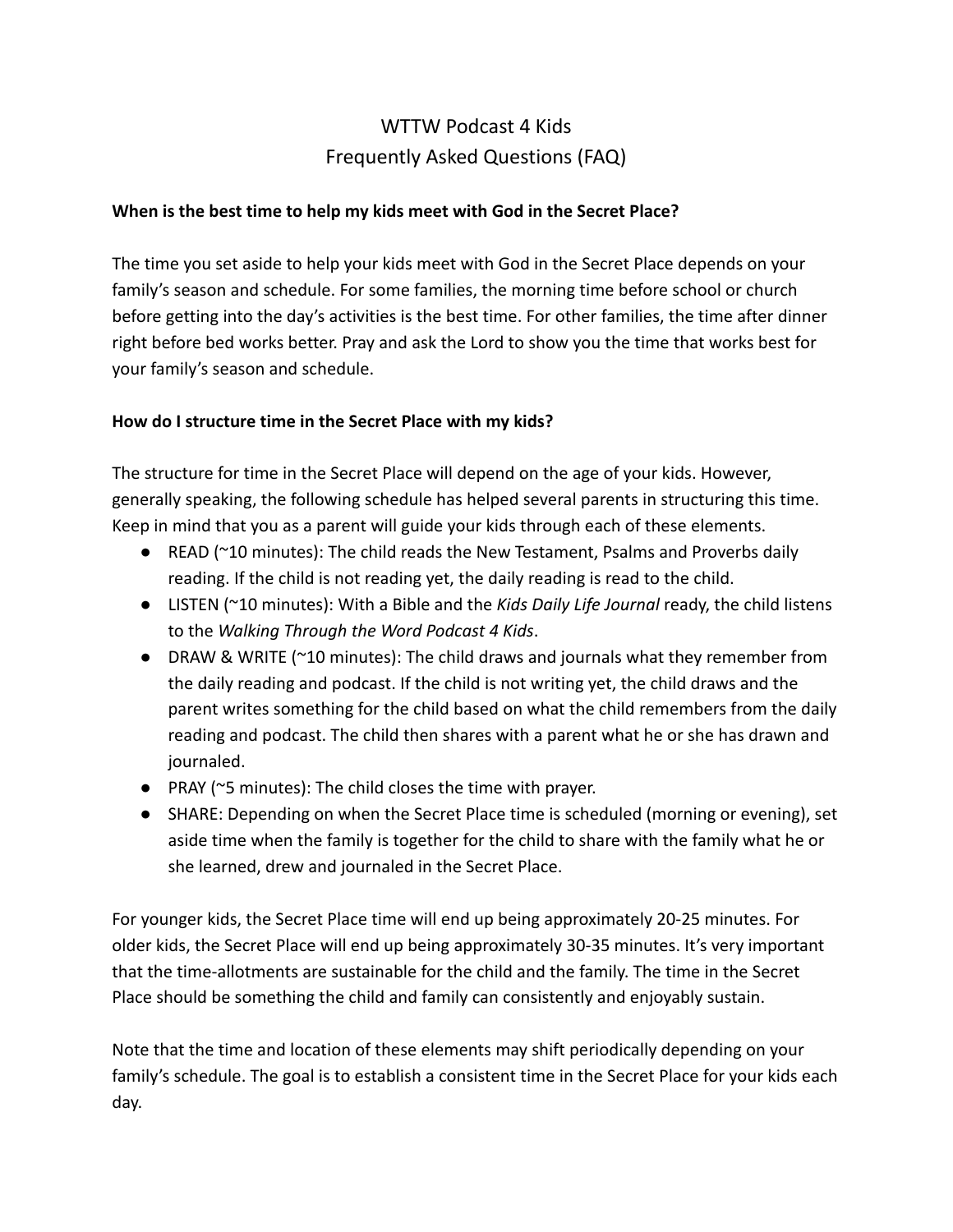# WTTW Podcast 4 Kids
# Frequently Asked Questions (FAQ)

**When is the best time to help my kids meet with God in the Secret Place?**

The time you set aside to help your kids meet with God in the Secret Place depends on your family's season and schedule. For some families, the morning time before school or church before getting into the day's activities is the best time. For other families, the time after dinner right before bed works better. Pray and ask the Lord to show you the time that works best for your family's season and schedule.

**How do I structure time in the Secret Place with my kids?**

The structure for time in the Secret Place will depend on the age of your kids. However, generally speaking, the following schedule has helped several parents in structuring this time. Keep in mind that you as a parent will guide your kids through each of these elements.

- READ (~10 minutes): The child reads the New Testament, Psalms and Proverbs daily reading. If the child is not reading yet, the daily reading is read to the child.
- LISTEN (~10 minutes): With a Bible and the *Kids Daily Life Journal* ready, the child listens to the *Walking Through the Word Podcast 4 Kids*.
- DRAW & WRITE (~10 minutes): The child draws and journals what they remember from the daily reading and podcast. If the child is not writing yet, the child draws and the parent writes something for the child based on what the child remembers from the daily reading and podcast. The child then shares with a parent what he or she has drawn and journaled.
- PRAY (~5 minutes): The child closes the time with prayer.
- SHARE: Depending on when the Secret Place time is scheduled (morning or evening), set aside time when the family is together for the child to share with the family what he or she learned, drew and journaled in the Secret Place.

For younger kids, the Secret Place time will end up being approximately 20-25 minutes. For older kids, the Secret Place will end up being approximately 30-35 minutes. It's very important that the time-allotments are sustainable for the child and the family. The time in the Secret Place should be something the child and family can consistently and enjoyably sustain.

Note that the time and location of these elements may shift periodically depending on your family's schedule. The goal is to establish a consistent time in the Secret Place for your kids each day.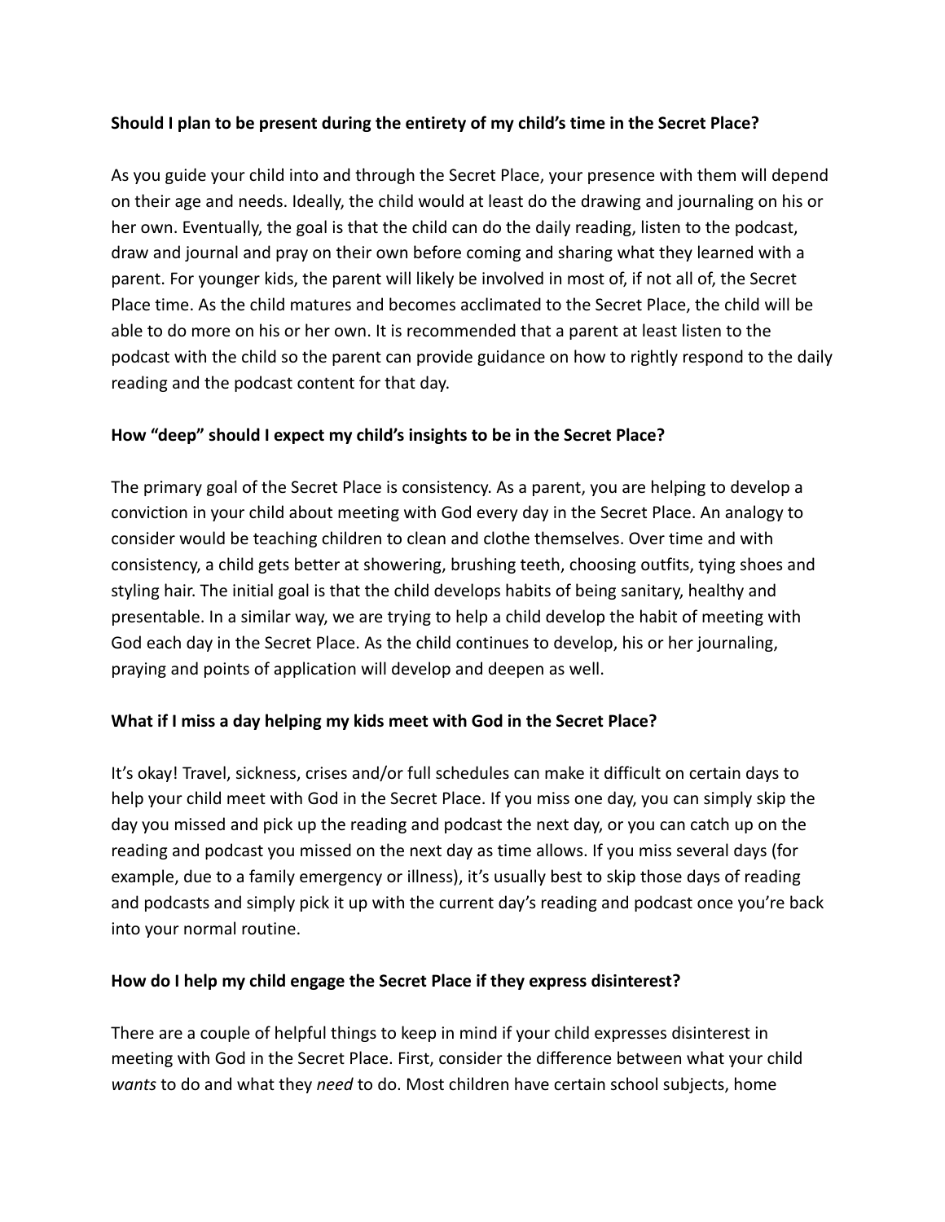**Should I plan to be present during the entirety of my child's time in the Secret Place?**

As you guide your child into and through the Secret Place, your presence with them will depend on their age and needs. Ideally, the child would at least do the drawing and journaling on his or her own. Eventually, the goal is that the child can do the daily reading, listen to the podcast, draw and journal and pray on their own before coming and sharing what they learned with a parent. For younger kids, the parent will likely be involved in most of, if not all of, the Secret Place time. As the child matures and becomes acclimated to the Secret Place, the child will be able to do more on his or her own. It is recommended that a parent at least listen to the podcast with the child so the parent can provide guidance on how to rightly respond to the daily reading and the podcast content for that day.

**How "deep" should I expect my child's insights to be in the Secret Place?**

The primary goal of the Secret Place is consistency. As a parent, you are helping to develop a conviction in your child about meeting with God every day in the Secret Place. An analogy to consider would be teaching children to clean and clothe themselves. Over time and with consistency, a child gets better at showering, brushing teeth, choosing outfits, tying shoes and styling hair. The initial goal is that the child develops habits of being sanitary, healthy and presentable. In a similar way, we are trying to help a child develop the habit of meeting with God each day in the Secret Place. As the child continues to develop, his or her journaling, praying and points of application will develop and deepen as well.

**What if I miss a day helping my kids meet with God in the Secret Place?**

It's okay! Travel, sickness, crises and/or full schedules can make it difficult on certain days to help your child meet with God in the Secret Place. If you miss one day, you can simply skip the day you missed and pick up the reading and podcast the next day, or you can catch up on the reading and podcast you missed on the next day as time allows. If you miss several days (for example, due to a family emergency or illness), it's usually best to skip those days of reading and podcasts and simply pick it up with the current day's reading and podcast once you're back into your normal routine.

**How do I help my child engage the Secret Place if they express disinterest?**

There are a couple of helpful things to keep in mind if your child expresses disinterest in meeting with God in the Secret Place. First, consider the difference between what your child *wants* to do and what they *need* to do. Most children have certain school subjects, home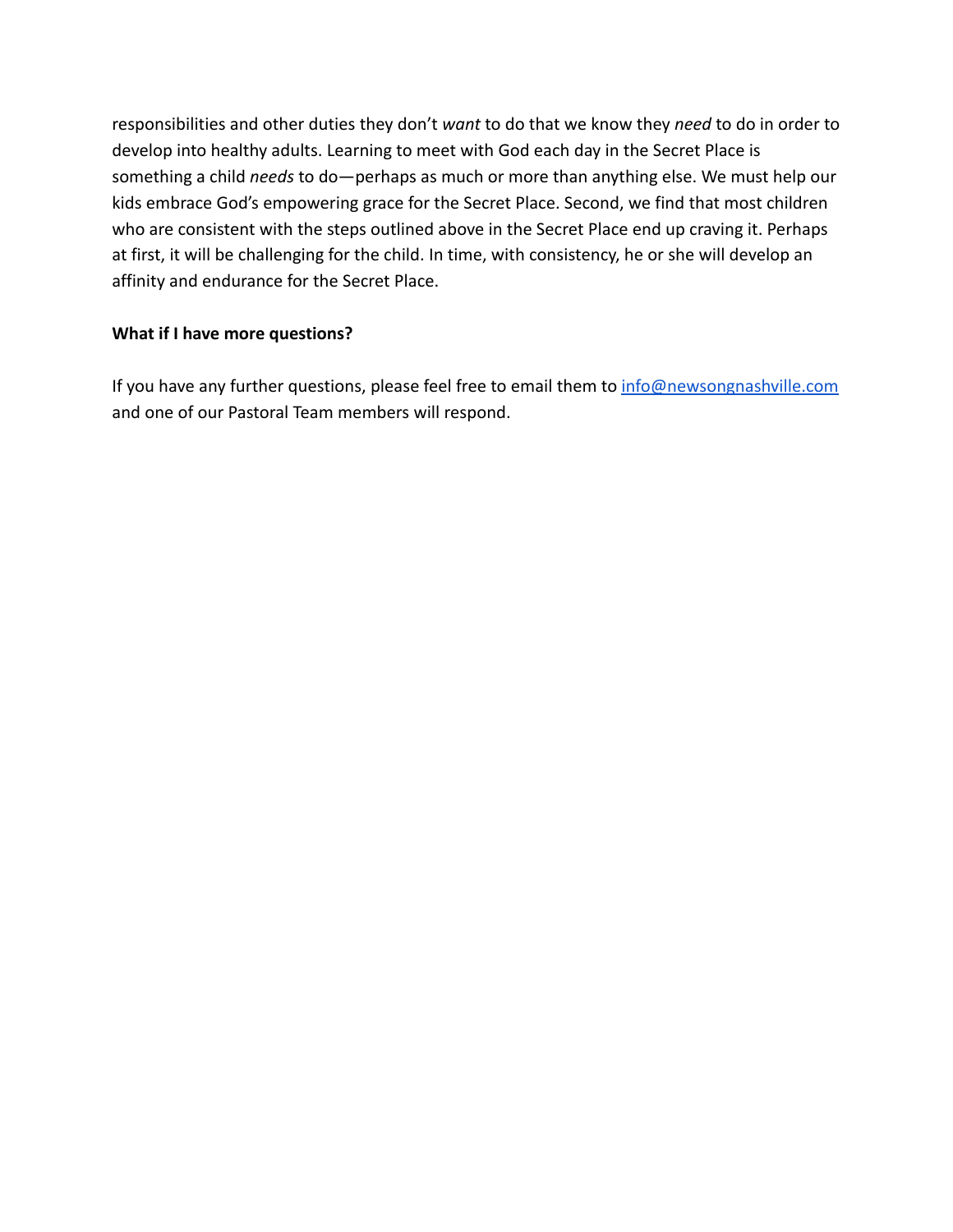responsibilities and other duties they don't *want* to do that we know they *need* to do in order to develop into healthy adults. Learning to meet with God each day in the Secret Place is something a child *needs* to do—perhaps as much or more than anything else. We must help our kids embrace God's empowering grace for the Secret Place. Second, we find that most children who are consistent with the steps outlined above in the Secret Place end up craving it. Perhaps at first, it will be challenging for the child. In time, with consistency, he or she will develop an affinity and endurance for the Secret Place.

**What if I have more questions?**

If you have any further questions, please feel free to email them to [info@newsongnashville.com](mailto:info@newsongnashville.com) and one of our Pastoral Team members will respond.